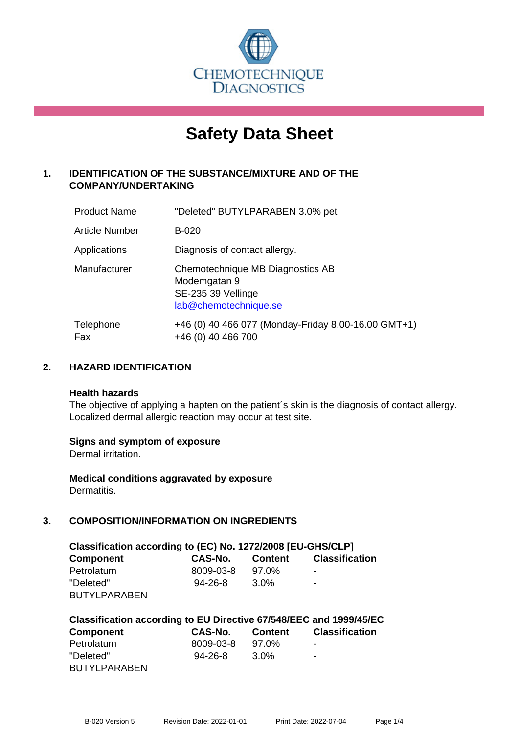CHEMOTECHNIQUE DIAGNOSTICS

# Safety Data Sheet

## 1. IDENTIFICATION OF THE SUBSTANCE/MIXTURE AND OF THE COMPANY/UNDERTAKING

| | |
|---|---|
| Product Name | "Deleted" BUTYLPARABEN 3.0% pet |
| Article Number | B-020 |
| Applications | Diagnosis of contact allergy. |
| Manufacturer | Chemotechnique MB Diagnostics AB<br>Modemgatan 9<br>SE-235 39 Vellinge<br>lab@chemotechnique.se |
| Telephone<br>Fax | +46 (0) 40 466 077 (Monday-Friday 8.00-16.00 GMT+1)<br>+46 (0) 40 466 700 |

## 2. HAZARD IDENTIFICATION

**Health hazards**
The objective of applying a hapten on the patient´s skin is the diagnosis of contact allergy. Localized dermal allergic reaction may occur at test site.

**Signs and symptom of exposure**
Dermal irritation.

**Medical conditions aggravated by exposure**
Dermatitis.

## 3. COMPOSITION/INFORMATION ON INGREDIENTS

**Classification according to (EC) No. 1272/2008 [EU-GHS/CLP]**

| Component | CAS-No. | Content | Classification |
|---|---|---|---|
| Petrolatum | 8009-03-8 | 97.0% | - |
| "Deleted" BUTYLPARABEN | 94-26-8 | 3.0% | - |

**Classification according to EU Directive 67/548/EEC and 1999/45/EC**

| Component | CAS-No. | Content | Classification |
|---|---|---|---|
| Petrolatum | 8009-03-8 | 97.0% | - |
| "Deleted" BUTYLPARABEN | 94-26-8 | 3.0% | - |

B-020 Version 5 Revision Date: 2022-01-01 Print Date: 2022-07-04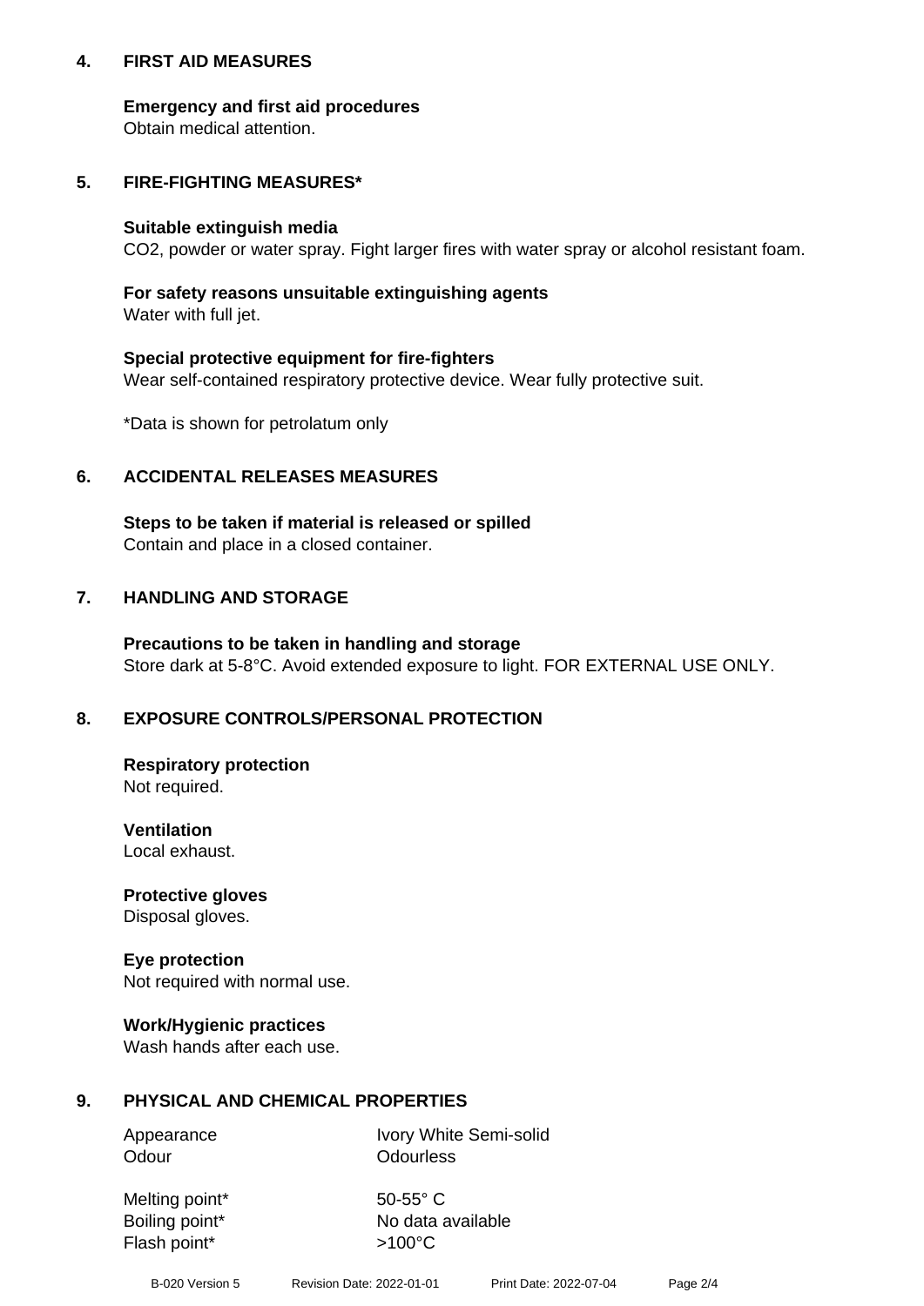## 4. FIRST AID MEASURES

**Emergency and first aid procedures**
Obtain medical attention.

## 5. FIRE-FIGHTING MEASURES*

**Suitable extinguish media**
$CO_2$, powder or water spray. Fight larger fires with water spray or alcohol resistant foam.

**For safety reasons unsuitable extinguishing agents**
Water with full jet.

**Special protective equipment for fire-fighters**
Wear self-contained respiratory protective device. Wear fully protective suit.

*Data is shown for petrolatum only

## 6. ACCIDENTAL RELEASES MEASURES

**Steps to be taken if material is released or spilled**
Contain and place in a closed container.

## 7. HANDLING AND STORAGE

**Precautions to be taken in handling and storage**
Store dark at 5-8°C. Avoid extended exposure to light. FOR EXTERNAL USE ONLY.

## 8. EXPOSURE CONTROLS/PERSONAL PROTECTION

**Respiratory protection**
Not required.

**Ventilation**
Local exhaust.

**Protective gloves**
Disposal gloves.

**Eye protection**
Not required with normal use.

**Work/Hygienic practices**
Wash hands after each use.

## 9. PHYSICAL AND CHEMICAL PROPERTIES

| | |
|---|---|
| Appearance | Ivory White Semi-solid |
| Odour | Odourless |
| Melting point* | 50-55° C |
| Boiling point* | No data available |
| Flash point* | >100°C |

B-020 Version 5 Revision Date: 2022-01-01 Print Date: 2022-07-04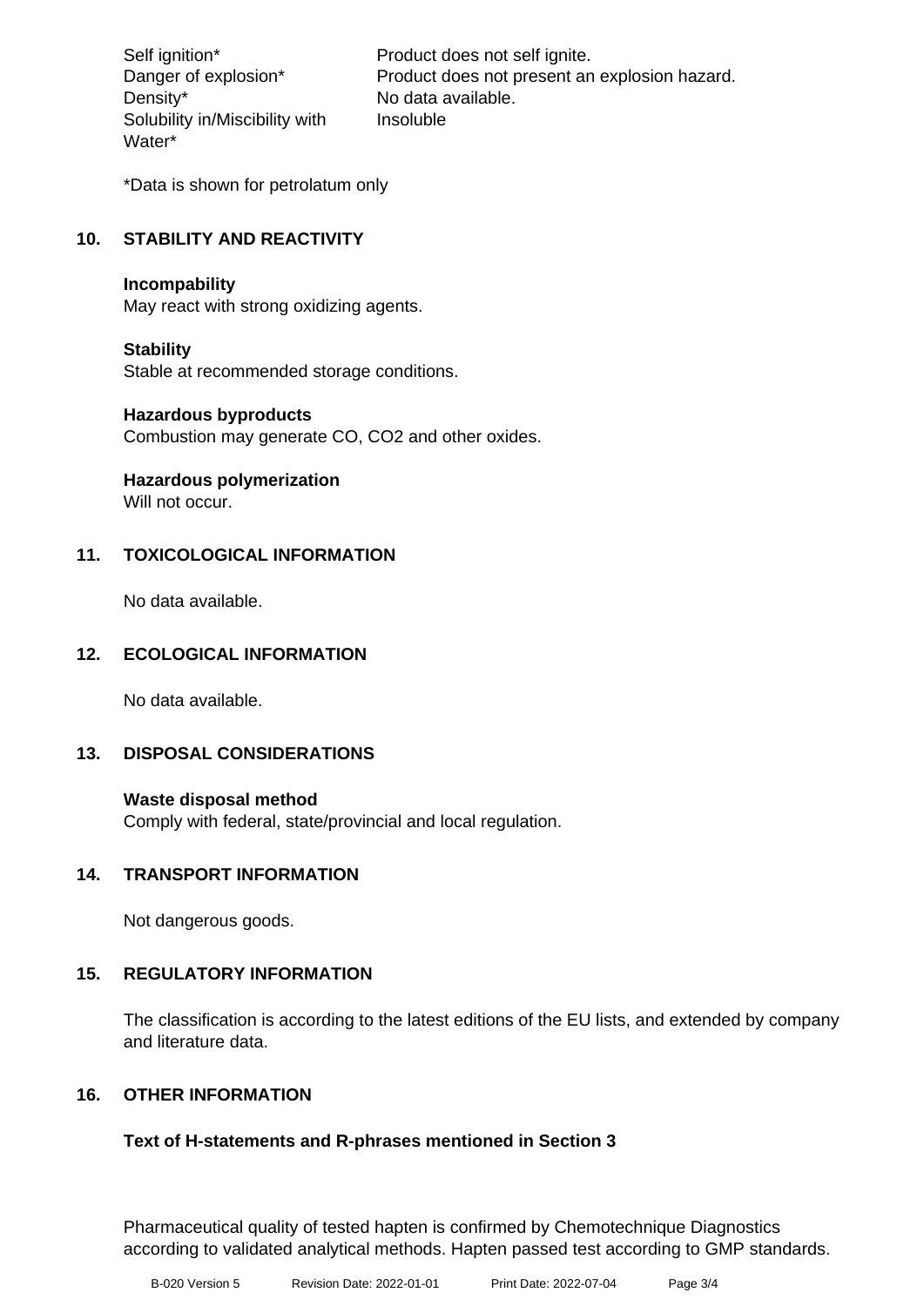| | |
|---|---|
| Self ignition* | Product does not self ignite. |
| Danger of explosion* | Product does not present an explosion hazard. |
| Density* | No data available. |
| Solubility in/Miscibility with Water* | Insoluble |

*Data is shown for petrolatum only

## 10. STABILITY AND REACTIVITY

**Incompability**
May react with strong oxidizing agents.

**Stability**
Stable at recommended storage conditions.

**Hazardous byproducts**
Combustion may generate CO, $CO_2$ and other oxides.

**Hazardous polymerization**
Will not occur.

## 11. TOXICOLOGICAL INFORMATION

No data available.

## 12. ECOLOGICAL INFORMATION

No data available.

## 13. DISPOSAL CONSIDERATIONS

**Waste disposal method**
Comply with federal, state/provincial and local regulation.

## 14. TRANSPORT INFORMATION

Not dangerous goods.

## 15. REGULATORY INFORMATION

The classification is according to the latest editions of the EU lists, and extended by company and literature data.

## 16. OTHER INFORMATION

**Text of H-statements and R-phrases mentioned in Section 3**

Pharmaceutical quality of tested hapten is confirmed by Chemotechnique Diagnostics according to validated analytical methods. Hapten passed test according to GMP standards.

B-020 Version 5    Revision Date: 2022-01-01    Print Date: 2022-07-04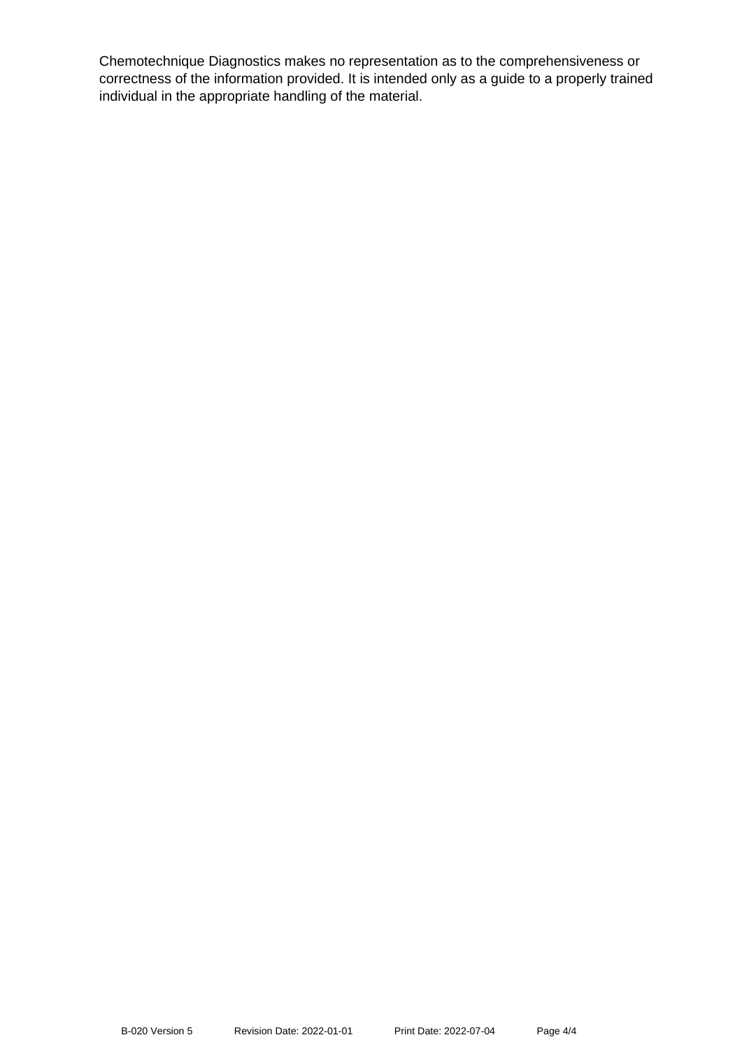Chemotechnique Diagnostics makes no representation as to the comprehensiveness or correctness of the information provided. It is intended only as a guide to a properly trained individual in the appropriate handling of the material.